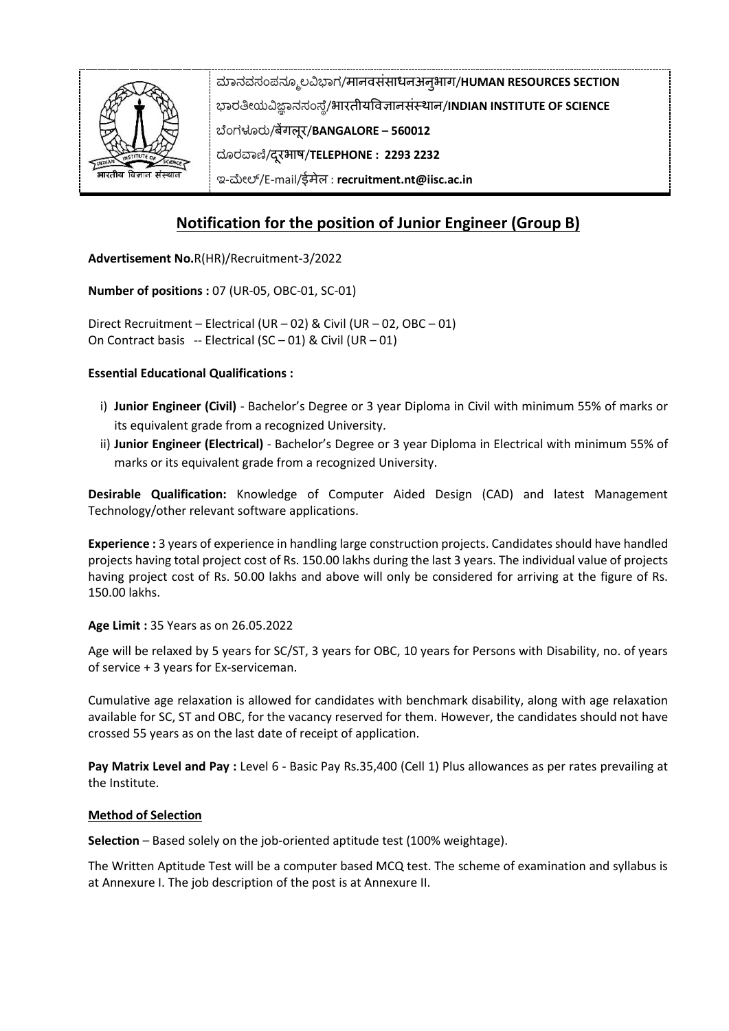ಮಾನವಸಂಪನ್ಮೂಲವಿಭಾಗ/मानवसंसाधनअनुभाग/**HUMAN RESOURCES SECTION**

ಭಾರತೀಯವಿಜ್ಞಾನಸಂಸ್ಥೆ/भारतीयविज्ञानसंस्थान/**INDIAN INSTITUTE OF SCIENCE**

ಬೆಂಗಳೂರು/बेंगलूर/**BANGALORE – 560012**

ದೂರವಾಣಿ/दूरभाष/**TELEPHONE : 2293 2232**

ಇ-ಮೇಲ್/E-mail/ईमेल : **recruitment.nt@iisc.ac.in**

## Notification for the position of Junior Engineer (Group B)

**Advertisement No.**R(HR)/Recruitment-3/2022

**Number of positions :** 07 (UR-05, OBC-01, SC-01)

Direct Recruitment – Electrical (UR – 02) & Civil (UR – 02, OBC – 01)
On Contract basis -- Electrical (SC – 01) & Civil (UR – 01)

**Essential Educational Qualifications :**

i) **Junior Engineer (Civil)** - Bachelor's Degree or 3 year Diploma in Civil with minimum 55% of marks or its equivalent grade from a recognized University.

ii) **Junior Engineer (Electrical)** - Bachelor's Degree or 3 year Diploma in Electrical with minimum 55% of marks or its equivalent grade from a recognized University.

**Desirable Qualification:** Knowledge of Computer Aided Design (CAD) and latest Management Technology/other relevant software applications.

**Experience :** 3 years of experience in handling large construction projects. Candidates should have handled projects having total project cost of Rs. 150.00 lakhs during the last 3 years. The individual value of projects having project cost of Rs. 50.00 lakhs and above will only be considered for arriving at the figure of Rs. 150.00 lakhs.

**Age Limit :** 35 Years as on 26.05.2022

Age will be relaxed by 5 years for SC/ST, 3 years for OBC, 10 years for Persons with Disability, no. of years of service + 3 years for Ex-serviceman.

Cumulative age relaxation is allowed for candidates with benchmark disability, along with age relaxation available for SC, ST and OBC, for the vacancy reserved for them. However, the candidates should not have crossed 55 years as on the last date of receipt of application.

**Pay Matrix Level and Pay :** Level 6 - Basic Pay Rs.35,400 (Cell 1) Plus allowances as per rates prevailing at the Institute.

### Method of Selection

**Selection** – Based solely on the job-oriented aptitude test (100% weightage).

The Written Aptitude Test will be a computer based MCQ test. The scheme of examination and syllabus is at Annexure I. The job description of the post is at Annexure II.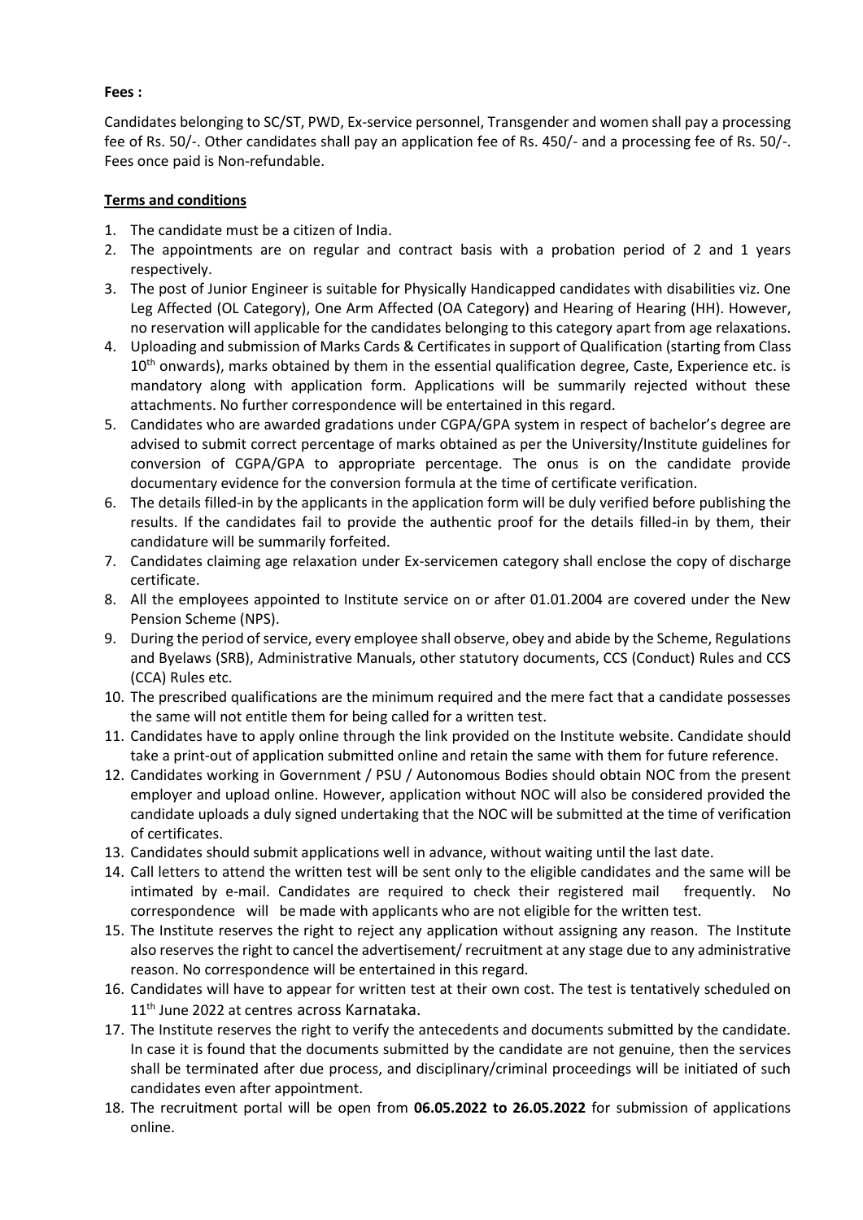**Fees :**

Candidates belonging to SC/ST, PWD, Ex-service personnel, Transgender and women shall pay a processing fee of Rs. 50/-. Other candidates shall pay an application fee of Rs. 450/- and a processing fee of Rs. 50/-. Fees once paid is Non-refundable.

**Terms and conditions**

1. The candidate must be a citizen of India.
2. The appointments are on regular and contract basis with a probation period of 2 and 1 years respectively.
3. The post of Junior Engineer is suitable for Physically Handicapped candidates with disabilities viz. One Leg Affected (OL Category), One Arm Affected (OA Category) and Hearing of Hearing (HH). However, no reservation will applicable for the candidates belonging to this category apart from age relaxations.
4. Uploading and submission of Marks Cards & Certificates in support of Qualification (starting from Class 10th onwards), marks obtained by them in the essential qualification degree, Caste, Experience etc. is mandatory along with application form. Applications will be summarily rejected without these attachments. No further correspondence will be entertained in this regard.
5. Candidates who are awarded gradations under CGPA/GPA system in respect of bachelor's degree are advised to submit correct percentage of marks obtained as per the University/Institute guidelines for conversion of CGPA/GPA to appropriate percentage. The onus is on the candidate provide documentary evidence for the conversion formula at the time of certificate verification.
6. The details filled-in by the applicants in the application form will be duly verified before publishing the results. If the candidates fail to provide the authentic proof for the details filled-in by them, their candidature will be summarily forfeited.
7. Candidates claiming age relaxation under Ex-servicemen category shall enclose the copy of discharge certificate.
8. All the employees appointed to Institute service on or after 01.01.2004 are covered under the New Pension Scheme (NPS).
9. During the period of service, every employee shall observe, obey and abide by the Scheme, Regulations and Byelaws (SRB), Administrative Manuals, other statutory documents, CCS (Conduct) Rules and CCS (CCA) Rules etc.
10. The prescribed qualifications are the minimum required and the mere fact that a candidate possesses the same will not entitle them for being called for a written test.
11. Candidates have to apply online through the link provided on the Institute website. Candidate should take a print-out of application submitted online and retain the same with them for future reference.
12. Candidates working in Government / PSU / Autonomous Bodies should obtain NOC from the present employer and upload online. However, application without NOC will also be considered provided the candidate uploads a duly signed undertaking that the NOC will be submitted at the time of verification of certificates.
13. Candidates should submit applications well in advance, without waiting until the last date.
14. Call letters to attend the written test will be sent only to the eligible candidates and the same will be intimated by e-mail. Candidates are required to check their registered mail frequently. No correspondence will be made with applicants who are not eligible for the written test.
15. The Institute reserves the right to reject any application without assigning any reason. The Institute also reserves the right to cancel the advertisement/ recruitment at any stage due to any administrative reason. No correspondence will be entertained in this regard.
16. Candidates will have to appear for written test at their own cost. The test is tentatively scheduled on 11th June 2022 at centres across Karnataka.
17. The Institute reserves the right to verify the antecedents and documents submitted by the candidate. In case it is found that the documents submitted by the candidate are not genuine, then the services shall be terminated after due process, and disciplinary/criminal proceedings will be initiated of such candidates even after appointment.
18. The recruitment portal will be open from **06.05.2022 to 26.05.2022** for submission of applications online.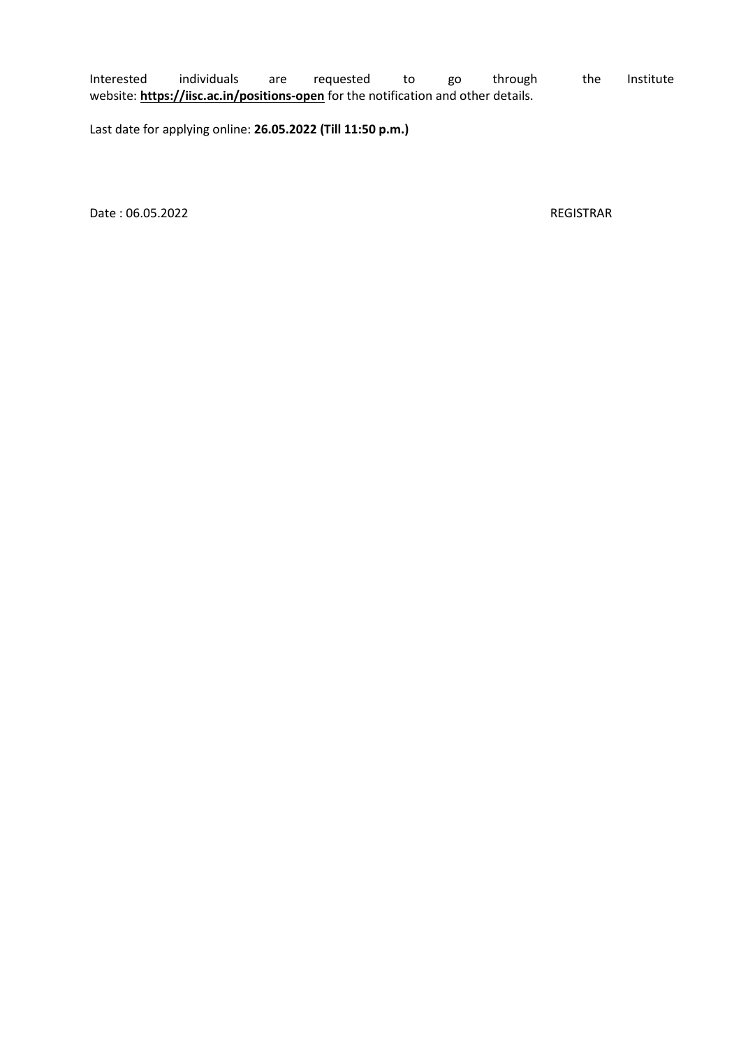Interested individuals are requested to go through the Institute website: **https://iisc.ac.in/positions-open** for the notification and other details.

Last date for applying online: **26.05.2022 (Till 11:50 p.m.)**

Date : 06.05.2022

REGISTRAR